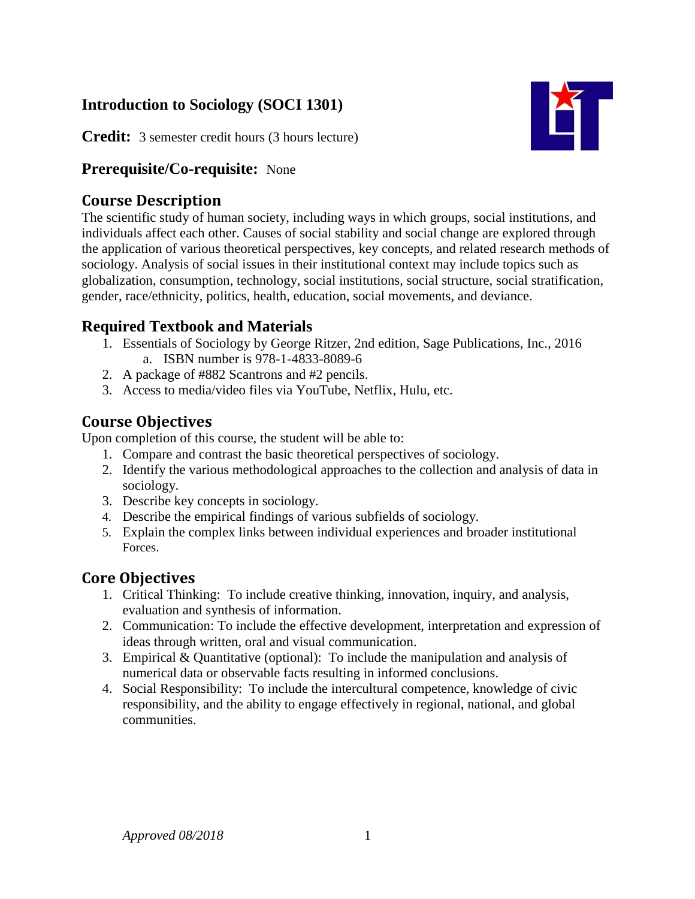# Introduction to Sociology (SOCI 1301)

**Credit:** 3 semester credit hours (3 hours lecture)

**Prerequisite/Co-requisite:** None

## Course Description

The scientific study of human society, including ways in which groups, social institutions, and individuals affect each other. Causes of social stability and social change are explored through the application of various theoretical perspectives, key concepts, and related research methods of sociology. Analysis of social issues in their institutional context may include topics such as globalization, consumption, technology, social institutions, social structure, social stratification, gender, race/ethnicity, politics, health, education, social movements, and deviance.

## Required Textbook and Materials

1. Essentials of Sociology by George Ritzer, 2nd edition, Sage Publications, Inc., 2016
   a. ISBN number is 978-1-4833-8089-6
2. A package of #882 Scantrons and #2 pencils.
3. Access to media/video files via YouTube, Netflix, Hulu, etc.

## Course Objectives

Upon completion of this course, the student will be able to:

1. Compare and contrast the basic theoretical perspectives of sociology.
2. Identify the various methodological approaches to the collection and analysis of data in sociology.
3. Describe key concepts in sociology.
4. Describe the empirical findings of various subfields of sociology.
5. Explain the complex links between individual experiences and broader institutional Forces.

## Core Objectives

1. Critical Thinking: To include creative thinking, innovation, inquiry, and analysis, evaluation and synthesis of information.
2. Communication: To include the effective development, interpretation and expression of ideas through written, oral and visual communication.
3. Empirical & Quantitative (optional): To include the manipulation and analysis of numerical data or observable facts resulting in informed conclusions.
4. Social Responsibility: To include the intercultural competence, knowledge of civic responsibility, and the ability to engage effectively in regional, national, and global communities.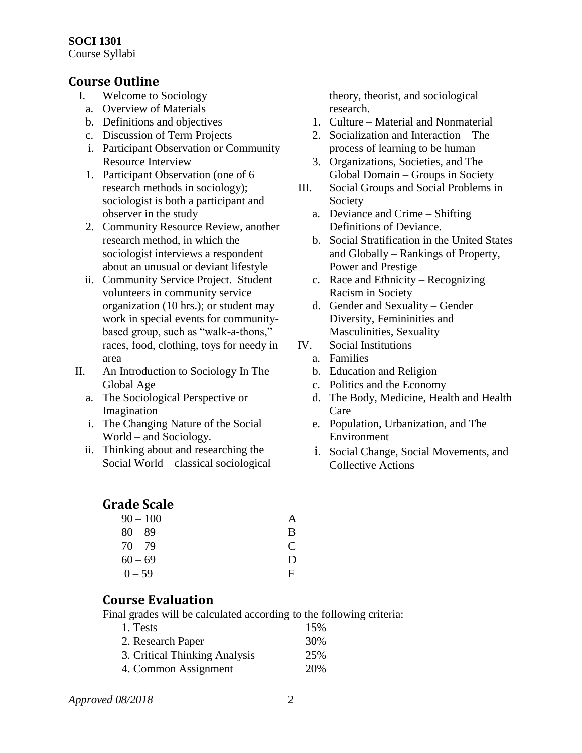**SOCI 1301**
Course Syllabi

## Course Outline

I. Welcome to Sociology
  a. Overview of Materials
  b. Definitions and objectives
  c. Discussion of Term Projects
    i. Participant Observation or Community Resource Interview
      1. Participant Observation (one of 6 research methods in sociology); sociologist is both a participant and observer in the study
      2. Community Resource Review, another research method, in which the sociologist interviews a respondent about an unusual or deviant lifestyle
    ii. Community Service Project. Student volunteers in community service organization (10 hrs.); or student may work in special events for community-based group, such as "walk-a-thons," races, food, clothing, toys for needy in area

II. An Introduction to Sociology In The Global Age
  a. The Sociological Perspective or Imagination
    i. The Changing Nature of the Social World – and Sociology.
    ii. Thinking about and researching the Social World – classical sociological theory, theorist, and sociological research.
      1. Culture – Material and Nonmaterial
      2. Socialization and Interaction – The process of learning to be human
      3. Organizations, Societies, and The Global Domain – Groups in Society

III. Social Groups and Social Problems in Society
  a. Deviance and Crime – Shifting Definitions of Deviance.
  b. Social Stratification in the United States and Globally – Rankings of Property, Power and Prestige
  c. Race and Ethnicity – Recognizing Racism in Society
  d. Gender and Sexuality – Gender Diversity, Femininities and Masculinities, Sexuality

IV. Social Institutions
  a. Families
  b. Education and Religion
  c. Politics and the Economy
  d. The Body, Medicine, Health and Health Care
  e. Population, Urbanization, and The Environment
  i. Social Change, Social Movements, and Collective Actions

## Grade Scale

| Range | Grade |
|---|---|
| 90 – 100 | A |
| 80 – 89 | B |
| 70 – 79 | C |
| 60 – 69 | D |
| 0 – 59 | F |

## Course Evaluation

Final grades will be calculated according to the following criteria:

| Criteria | Weight |
|---|---|
| 1. Tests | 15% |
| 2. Research Paper | 30% |
| 3. Critical Thinking Analysis | 25% |
| 4. Common Assignment | 20% |

*Approved 08/2018*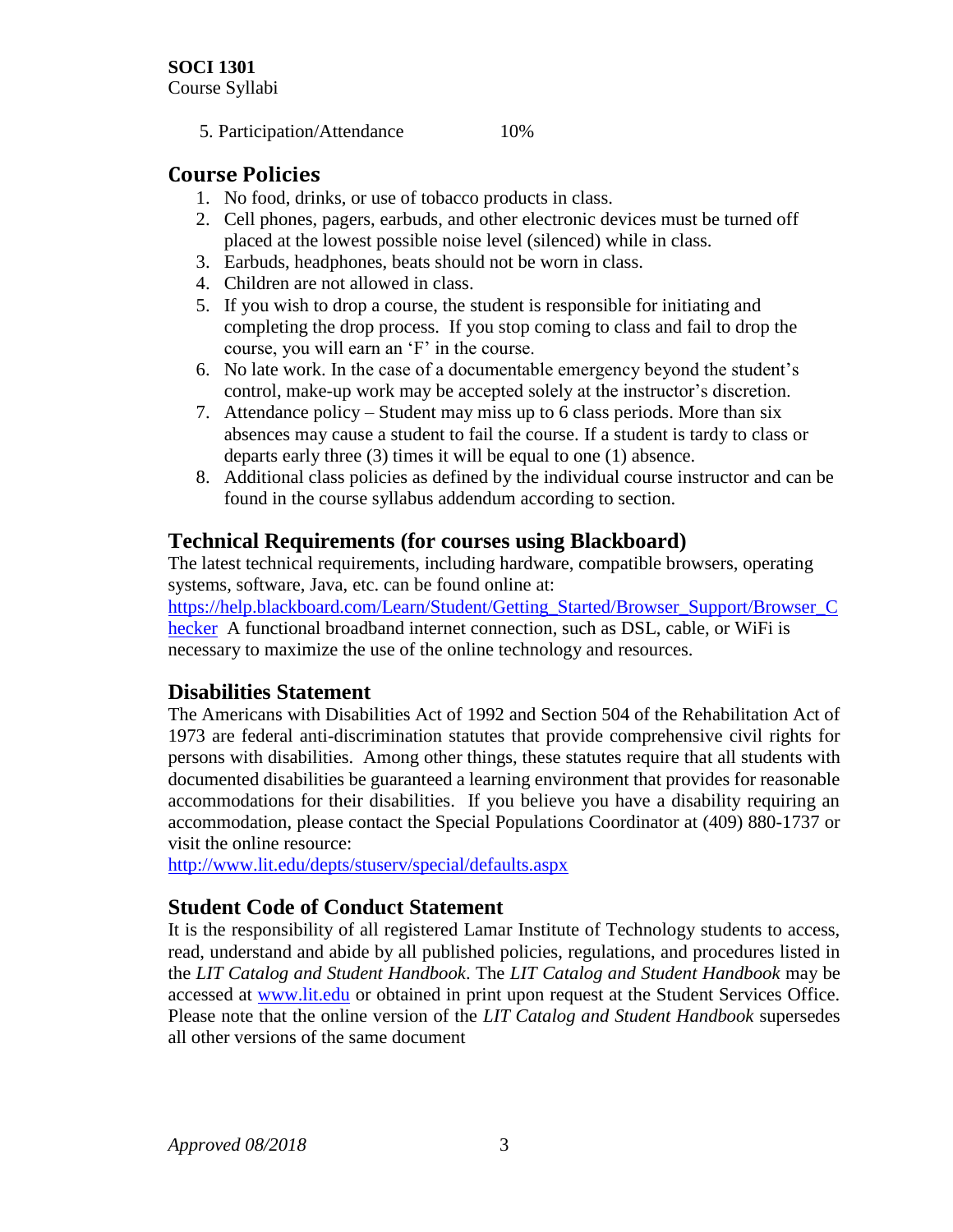5. Participation/Attendance 10%

## Course Policies

1. No food, drinks, or use of tobacco products in class.
2. Cell phones, pagers, earbuds, and other electronic devices must be turned off placed at the lowest possible noise level (silenced) while in class.
3. Earbuds, headphones, beats should not be worn in class.
4. Children are not allowed in class.
5. If you wish to drop a course, the student is responsible for initiating and completing the drop process. If you stop coming to class and fail to drop the course, you will earn an 'F' in the course.
6. No late work. In the case of a documentable emergency beyond the student's control, make-up work may be accepted solely at the instructor's discretion.
7. Attendance policy – Student may miss up to 6 class periods. More than six absences may cause a student to fail the course. If a student is tardy to class or departs early three (3) times it will be equal to one (1) absence.
8. Additional class policies as defined by the individual course instructor and can be found in the course syllabus addendum according to section.

## Technical Requirements (for courses using Blackboard)

The latest technical requirements, including hardware, compatible browsers, operating systems, software, Java, etc. can be found online at: [https://help.blackboard.com/Learn/Student/Getting_Started/Browser_Support/Browser_Checker](https://help.blackboard.com/Learn/Student/Getting_Started/Browser_Support/Browser_Checker) A functional broadband internet connection, such as DSL, cable, or WiFi is necessary to maximize the use of the online technology and resources.

## Disabilities Statement

The Americans with Disabilities Act of 1992 and Section 504 of the Rehabilitation Act of 1973 are federal anti-discrimination statutes that provide comprehensive civil rights for persons with disabilities. Among other things, these statutes require that all students with documented disabilities be guaranteed a learning environment that provides for reasonable accommodations for their disabilities. If you believe you have a disability requiring an accommodation, please contact the Special Populations Coordinator at (409) 880-1737 or visit the online resource:
[http://www.lit.edu/depts/stuserv/special/defaults.aspx](http://www.lit.edu/depts/stuserv/special/defaults.aspx)

## Student Code of Conduct Statement

It is the responsibility of all registered Lamar Institute of Technology students to access, read, understand and abide by all published policies, regulations, and procedures listed in the *LIT Catalog and Student Handbook*. The *LIT Catalog and Student Handbook* may be accessed at [www.lit.edu](http://www.lit.edu) or obtained in print upon request at the Student Services Office. Please note that the online version of the *LIT Catalog and Student Handbook* supersedes all other versions of the same document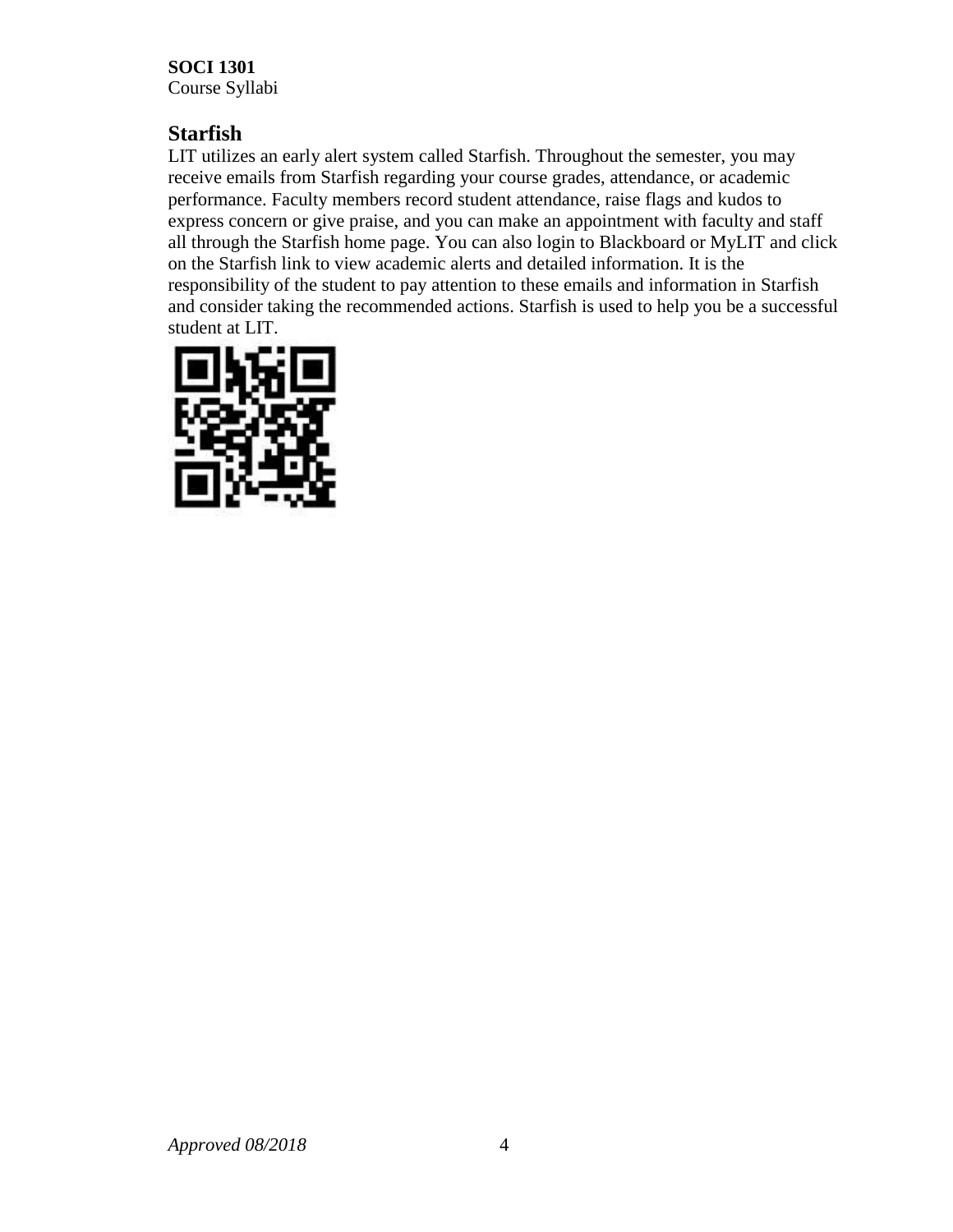## Starfish

LIT utilizes an early alert system called Starfish. Throughout the semester, you may receive emails from Starfish regarding your course grades, attendance, or academic performance. Faculty members record student attendance, raise flags and kudos to express concern or give praise, and you can make an appointment with faculty and staff all through the Starfish home page. You can also login to Blackboard or MyLIT and click on the Starfish link to view academic alerts and detailed information. It is the responsibility of the student to pay attention to these emails and information in Starfish and consider taking the recommended actions. Starfish is used to help you be a successful student at LIT.